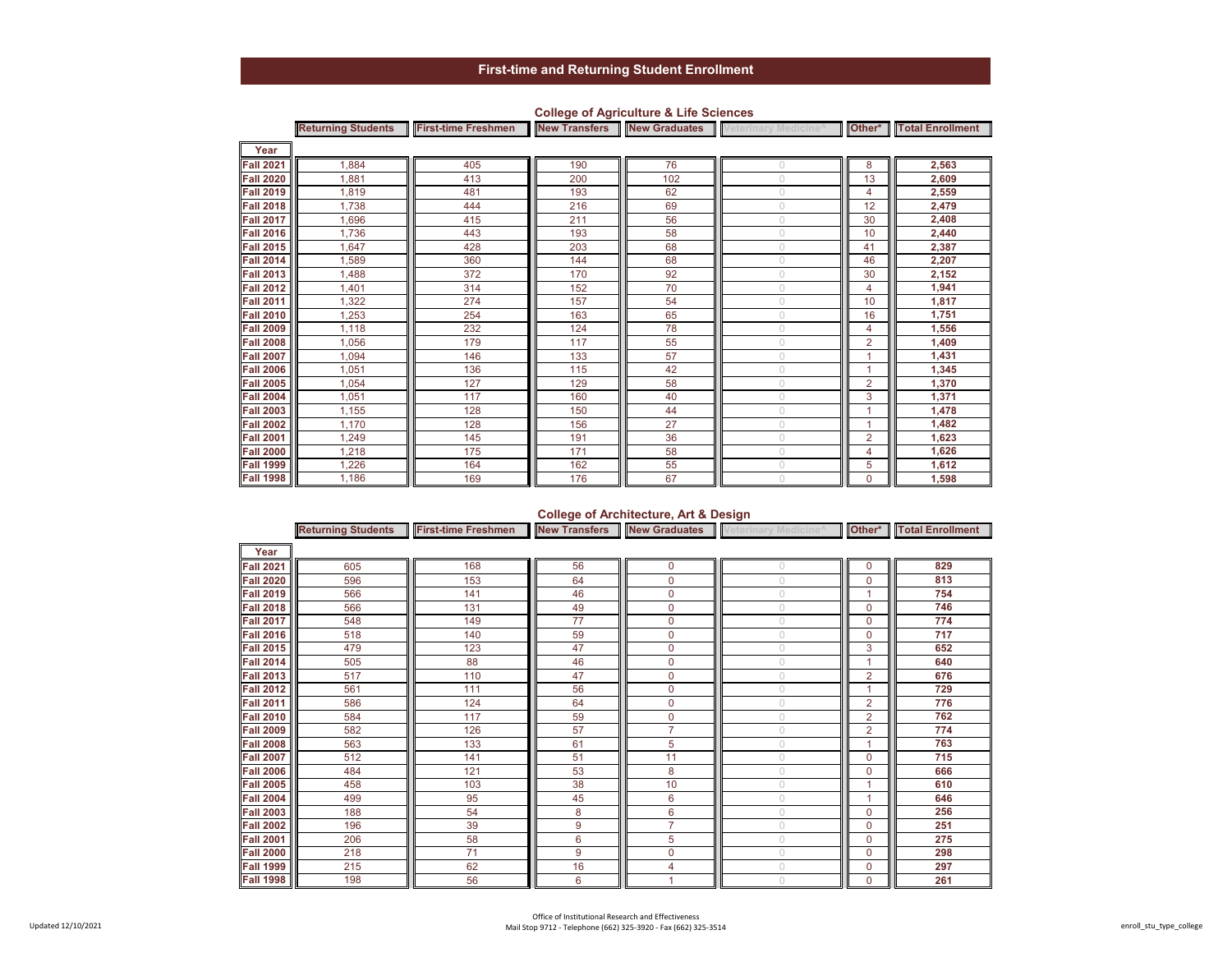# First-time and Returning Student Enrollment

## College of Agriculture & Life Sciences

| Year | Returning Students | First-time Freshmen | New Transfers | New Graduates | Veterinary Medicine* | Other* | Total Enrollment |
|---|---|---|---|---|---|---|---|
| Fall 2021 | 1,884 | 405 | 190 | 76 | 0 | 8 | **2,563** |
| Fall 2020 | 1,881 | 413 | 200 | 102 | 0 | 13 | **2,609** |
| Fall 2019 | 1,819 | 481 | 193 | 62 | 0 | 4 | **2,559** |
| Fall 2018 | 1,738 | 444 | 216 | 69 | 0 | 12 | **2,479** |
| Fall 2017 | 1,696 | 415 | 211 | 56 | 0 | 30 | **2,408** |
| Fall 2016 | 1,736 | 443 | 193 | 58 | 0 | 10 | **2,440** |
| Fall 2015 | 1,647 | 428 | 203 | 68 | 0 | 41 | **2,387** |
| Fall 2014 | 1,589 | 360 | 144 | 68 | 0 | 46 | **2,207** |
| Fall 2013 | 1,488 | 372 | 170 | 92 | 0 | 30 | **2,152** |
| Fall 2012 | 1,401 | 314 | 152 | 70 | 0 | 4 | **1,941** |
| Fall 2011 | 1,322 | 274 | 157 | 54 | 0 | 10 | **1,817** |
| Fall 2010 | 1,253 | 254 | 163 | 65 | 0 | 16 | **1,751** |
| Fall 2009 | 1,118 | 232 | 124 | 78 | 0 | 4 | **1,556** |
| Fall 2008 | 1,056 | 179 | 117 | 55 | 0 | 2 | **1,409** |
| Fall 2007 | 1,094 | 146 | 133 | 57 | 0 | 1 | **1,431** |
| Fall 2006 | 1,051 | 136 | 115 | 42 | 0 | 1 | **1,345** |
| Fall 2005 | 1,054 | 127 | 129 | 58 | 0 | 2 | **1,370** |
| Fall 2004 | 1,051 | 117 | 160 | 40 | 0 | 3 | **1,371** |
| Fall 2003 | 1,155 | 128 | 150 | 44 | 0 | 1 | **1,478** |
| Fall 2002 | 1,170 | 128 | 156 | 27 | 0 | 1 | **1,482** |
| Fall 2001 | 1,249 | 145 | 191 | 36 | 0 | 2 | **1,623** |
| Fall 2000 | 1,218 | 175 | 171 | 58 | 0 | 4 | **1,626** |
| Fall 1999 | 1,226 | 164 | 162 | 55 | 0 | 5 | **1,612** |
| Fall 1998 | 1,186 | 169 | 176 | 67 | 0 | 0 | **1,598** |

## College of Architecture, Art & Design

| Year | Returning Students | First-time Freshmen | New Transfers | New Graduates | Veterinary Medicine* | Other* | Total Enrollment |
|---|---|---|---|---|---|---|---|
| Fall 2021 | 605 | 168 | 56 | 0 | 0 | 0 | **829** |
| Fall 2020 | 596 | 153 | 64 | 0 | 0 | 0 | **813** |
| Fall 2019 | 566 | 141 | 46 | 0 | 0 | 1 | **754** |
| Fall 2018 | 566 | 131 | 49 | 0 | 0 | 0 | **746** |
| Fall 2017 | 548 | 149 | 77 | 0 | 0 | 0 | **774** |
| Fall 2016 | 518 | 140 | 59 | 0 | 0 | 0 | **717** |
| Fall 2015 | 479 | 123 | 47 | 0 | 0 | 3 | **652** |
| Fall 2014 | 505 | 88 | 46 | 0 | 0 | 1 | **640** |
| Fall 2013 | 517 | 110 | 47 | 0 | 0 | 2 | **676** |
| Fall 2012 | 561 | 111 | 56 | 0 | 0 | 1 | **729** |
| Fall 2011 | 586 | 124 | 64 | 0 | 0 | 2 | **776** |
| Fall 2010 | 584 | 117 | 59 | 0 | 0 | 2 | **762** |
| Fall 2009 | 582 | 126 | 57 | 7 | 0 | 2 | **774** |
| Fall 2008 | 563 | 133 | 61 | 5 | 0 | 1 | **763** |
| Fall 2007 | 512 | 141 | 51 | 11 | 0 | 0 | **715** |
| Fall 2006 | 484 | 121 | 53 | 8 | 0 | 0 | **666** |
| Fall 2005 | 458 | 103 | 38 | 10 | 0 | 1 | **610** |
| Fall 2004 | 499 | 95 | 45 | 6 | 0 | 1 | **646** |
| Fall 2003 | 188 | 54 | 8 | 6 | 0 | 0 | **256** |
| Fall 2002 | 196 | 39 | 9 | 7 | 0 | 0 | **251** |
| Fall 2001 | 206 | 58 | 6 | 5 | 0 | 0 | **275** |
| Fall 2000 | 218 | 71 | 9 | 0 | 0 | 0 | **298** |
| Fall 1999 | 215 | 62 | 16 | 4 | 0 | 0 | **297** |
| Fall 1998 | 198 | 56 | 6 | 1 | 0 | 0 | **261** |

Office of Institutional Research and Effectiveness
Mail Stop 9712 - Telephone (662) 325-3920 - Fax (662) 325-3514

Updated 12/10/2021

enroll_stu_type_college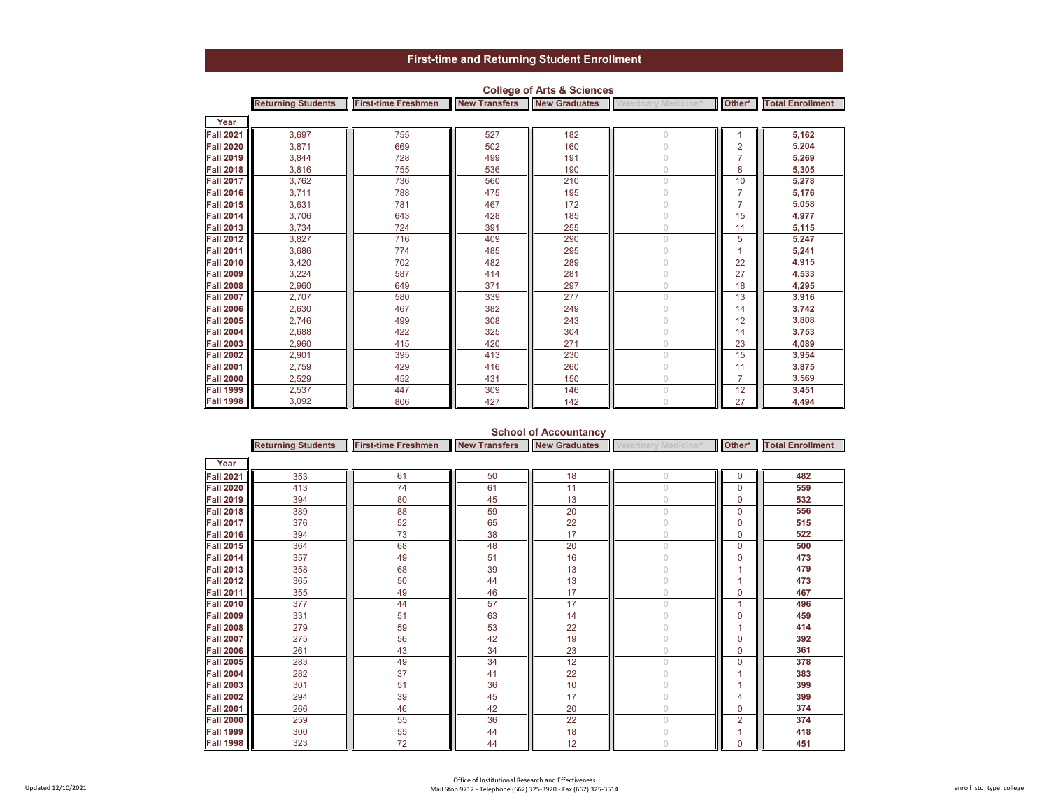# First-time and Returning Student Enrollment

## College of Arts & Sciences

| Year | Returning Students | First-time Freshmen | New Transfers | New Graduates | Veterinary Medicine^ | Other* | Total Enrollment |
|---|---|---|---|---|---|---|---|
| Fall 2021 | 3,697 | 755 | 527 | 182 | 0 | 1 | **5,162** |
| Fall 2020 | 3,871 | 669 | 502 | 160 | 0 | 2 | **5,204** |
| Fall 2019 | 3,844 | 728 | 499 | 191 | 0 | 7 | **5,269** |
| Fall 2018 | 3,816 | 755 | 536 | 190 | 0 | 8 | **5,305** |
| Fall 2017 | 3,762 | 736 | 560 | 210 | 0 | 10 | **5,278** |
| Fall 2016 | 3,711 | 788 | 475 | 195 | 0 | 7 | **5,176** |
| Fall 2015 | 3,631 | 781 | 467 | 172 | 0 | 7 | **5,058** |
| Fall 2014 | 3,706 | 643 | 428 | 185 | 0 | 15 | **4,977** |
| Fall 2013 | 3,734 | 724 | 391 | 255 | 0 | 11 | **5,115** |
| Fall 2012 | 3,827 | 716 | 409 | 290 | 0 | 5 | **5,247** |
| Fall 2011 | 3,686 | 774 | 485 | 295 | 0 | 1 | **5,241** |
| Fall 2010 | 3,420 | 702 | 482 | 289 | 0 | 22 | **4,915** |
| Fall 2009 | 3,224 | 587 | 414 | 281 | 0 | 27 | **4,533** |
| Fall 2008 | 2,960 | 649 | 371 | 297 | 0 | 18 | **4,295** |
| Fall 2007 | 2,707 | 580 | 339 | 277 | 0 | 13 | **3,916** |
| Fall 2006 | 2,630 | 467 | 382 | 249 | 0 | 14 | **3,742** |
| Fall 2005 | 2,746 | 499 | 308 | 243 | 0 | 12 | **3,808** |
| Fall 2004 | 2,688 | 422 | 325 | 304 | 0 | 14 | **3,753** |
| Fall 2003 | 2,960 | 415 | 420 | 271 | 0 | 23 | **4,089** |
| Fall 2002 | 2,901 | 395 | 413 | 230 | 0 | 15 | **3,954** |
| Fall 2001 | 2,759 | 429 | 416 | 260 | 0 | 11 | **3,875** |
| Fall 2000 | 2,529 | 452 | 431 | 150 | 0 | 7 | **3,569** |
| Fall 1999 | 2,537 | 447 | 309 | 146 | 0 | 12 | **3,451** |
| Fall 1998 | 3,092 | 806 | 427 | 142 | 0 | 27 | **4,494** |

## School of Accountancy

| Year | Returning Students | First-time Freshmen | New Transfers | New Graduates | Veterinary Medicine^ | Other* | Total Enrollment |
|---|---|---|---|---|---|---|---|
| Fall 2021 | 353 | 61 | 50 | 18 | 0 | 0 | **482** |
| Fall 2020 | 413 | 74 | 61 | 11 | 0 | 0 | **559** |
| Fall 2019 | 394 | 80 | 45 | 13 | 0 | 0 | **532** |
| Fall 2018 | 389 | 88 | 59 | 20 | 0 | 0 | **556** |
| Fall 2017 | 376 | 52 | 65 | 22 | 0 | 0 | **515** |
| Fall 2016 | 394 | 73 | 38 | 17 | 0 | 0 | **522** |
| Fall 2015 | 364 | 68 | 48 | 20 | 0 | 0 | **500** |
| Fall 2014 | 357 | 49 | 51 | 16 | 0 | 0 | **473** |
| Fall 2013 | 358 | 68 | 39 | 13 | 0 | 1 | **479** |
| Fall 2012 | 365 | 50 | 44 | 13 | 0 | 1 | **473** |
| Fall 2011 | 355 | 49 | 46 | 17 | 0 | 0 | **467** |
| Fall 2010 | 377 | 44 | 57 | 17 | 0 | 1 | **496** |
| Fall 2009 | 331 | 51 | 63 | 14 | 0 | 0 | **459** |
| Fall 2008 | 279 | 59 | 53 | 22 | 0 | 1 | **414** |
| Fall 2007 | 275 | 56 | 42 | 19 | 0 | 0 | **392** |
| Fall 2006 | 261 | 43 | 34 | 23 | 0 | 0 | **361** |
| Fall 2005 | 283 | 49 | 34 | 12 | 0 | 0 | **378** |
| Fall 2004 | 282 | 37 | 41 | 22 | 0 | 1 | **383** |
| Fall 2003 | 301 | 51 | 36 | 10 | 0 | 1 | **399** |
| Fall 2002 | 294 | 39 | 45 | 17 | 0 | 4 | **399** |
| Fall 2001 | 266 | 46 | 42 | 20 | 0 | 0 | **374** |
| Fall 2000 | 259 | 55 | 36 | 22 | 0 | 2 | **374** |
| Fall 1999 | 300 | 55 | 44 | 18 | 0 | 1 | **418** |
| Fall 1998 | 323 | 72 | 44 | 12 | 0 | 0 | **451** |

Updated 12/10/2021

Office of Institutional Research and Effectiveness
Mail Stop 9712 - Telephone (662) 325-3920 - Fax (662) 325-3514

enroll_stu_type_college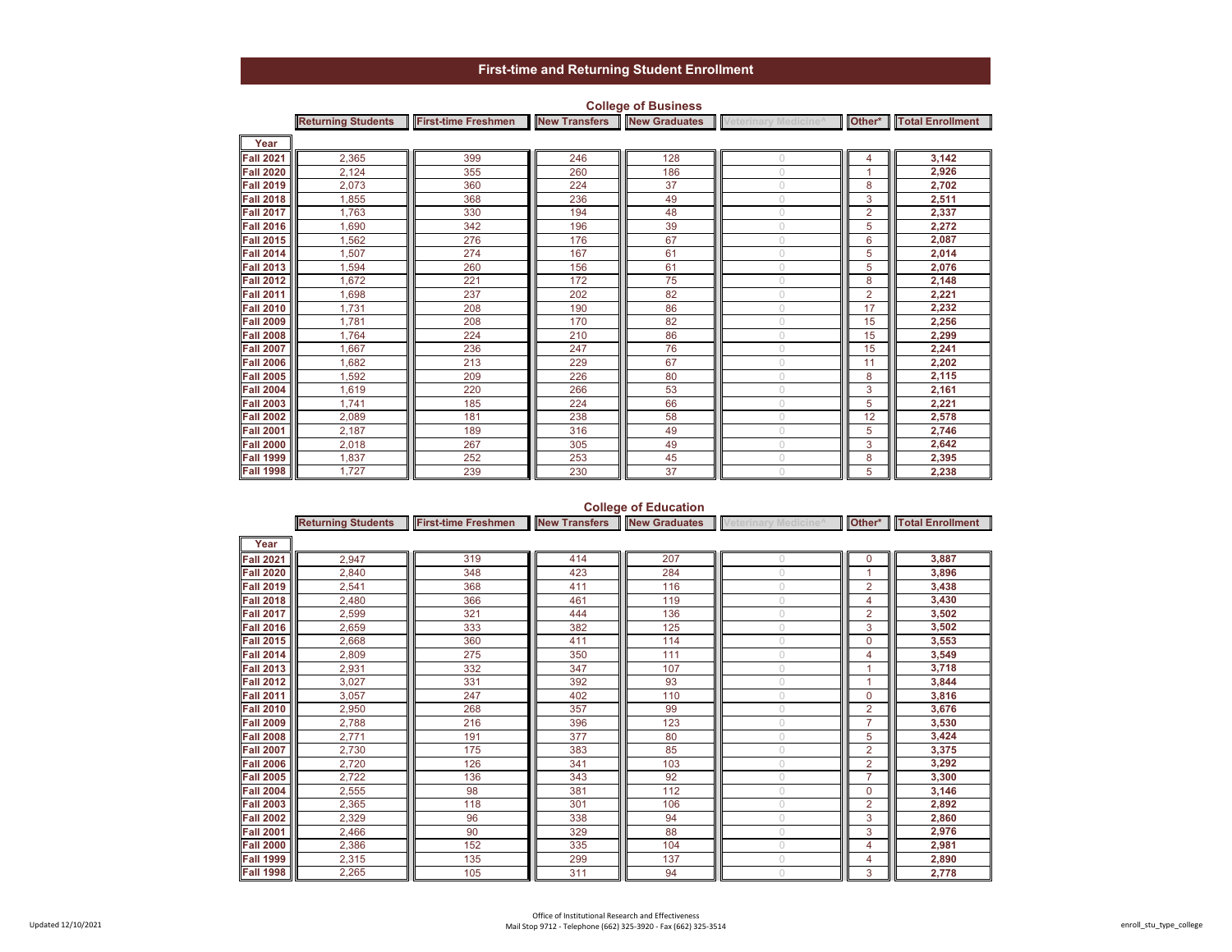# First-time and Returning Student Enrollment

## College of Business

| Year | Returning Students | First-time Freshmen | New Transfers | New Graduates | Veterinary Medicine^ | Other* | Total Enrollment |
|---|---|---|---|---|---|---|---|
| Fall 2021 | 2,365 | 399 | 246 | 128 | 0 | 4 | **3,142** |
| Fall 2020 | 2,124 | 355 | 260 | 186 | 0 | 1 | **2,926** |
| Fall 2019 | 2,073 | 360 | 224 | 37 | 0 | 8 | **2,702** |
| Fall 2018 | 1,855 | 368 | 236 | 49 | 0 | 3 | **2,511** |
| Fall 2017 | 1,763 | 330 | 194 | 48 | 0 | 2 | **2,337** |
| Fall 2016 | 1,690 | 342 | 196 | 39 | 0 | 5 | **2,272** |
| Fall 2015 | 1,562 | 276 | 176 | 67 | 0 | 6 | **2,087** |
| Fall 2014 | 1,507 | 274 | 167 | 61 | 0 | 5 | **2,014** |
| Fall 2013 | 1,594 | 260 | 156 | 61 | 0 | 5 | **2,076** |
| Fall 2012 | 1,672 | 221 | 172 | 75 | 0 | 8 | **2,148** |
| Fall 2011 | 1,698 | 237 | 202 | 82 | 0 | 2 | **2,221** |
| Fall 2010 | 1,731 | 208 | 190 | 86 | 0 | 17 | **2,232** |
| Fall 2009 | 1,781 | 208 | 170 | 82 | 0 | 15 | **2,256** |
| Fall 2008 | 1,764 | 224 | 210 | 86 | 0 | 15 | **2,299** |
| Fall 2007 | 1,667 | 236 | 247 | 76 | 0 | 15 | **2,241** |
| Fall 2006 | 1,682 | 213 | 229 | 67 | 0 | 11 | **2,202** |
| Fall 2005 | 1,592 | 209 | 226 | 80 | 0 | 8 | **2,115** |
| Fall 2004 | 1,619 | 220 | 266 | 53 | 0 | 3 | **2,161** |
| Fall 2003 | 1,741 | 185 | 224 | 66 | 0 | 5 | **2,221** |
| Fall 2002 | 2,089 | 181 | 238 | 58 | 0 | 12 | **2,578** |
| Fall 2001 | 2,187 | 189 | 316 | 49 | 0 | 5 | **2,746** |
| Fall 2000 | 2,018 | 267 | 305 | 49 | 0 | 3 | **2,642** |
| Fall 1999 | 1,837 | 252 | 253 | 45 | 0 | 8 | **2,395** |
| Fall 1998 | 1,727 | 239 | 230 | 37 | 0 | 5 | **2,238** |

## College of Education

| Year | Returning Students | First-time Freshmen | New Transfers | New Graduates | Veterinary Medicine^ | Other* | Total Enrollment |
|---|---|---|---|---|---|---|---|
| Fall 2021 | 2,947 | 319 | 414 | 207 | 0 | 0 | **3,887** |
| Fall 2020 | 2,840 | 348 | 423 | 284 | 0 | 1 | **3,896** |
| Fall 2019 | 2,541 | 368 | 411 | 116 | 0 | 2 | **3,438** |
| Fall 2018 | 2,480 | 366 | 461 | 119 | 0 | 4 | **3,430** |
| Fall 2017 | 2,599 | 321 | 444 | 136 | 0 | 2 | **3,502** |
| Fall 2016 | 2,659 | 333 | 382 | 125 | 0 | 3 | **3,502** |
| Fall 2015 | 2,668 | 360 | 411 | 114 | 0 | 0 | **3,553** |
| Fall 2014 | 2,809 | 275 | 350 | 111 | 0 | 4 | **3,549** |
| Fall 2013 | 2,931 | 332 | 347 | 107 | 0 | 1 | **3,718** |
| Fall 2012 | 3,027 | 331 | 392 | 93 | 0 | 1 | **3,844** |
| Fall 2011 | 3,057 | 247 | 402 | 110 | 0 | 0 | **3,816** |
| Fall 2010 | 2,950 | 268 | 357 | 99 | 0 | 2 | **3,676** |
| Fall 2009 | 2,788 | 216 | 396 | 123 | 0 | 7 | **3,530** |
| Fall 2008 | 2,771 | 191 | 377 | 80 | 0 | 5 | **3,424** |
| Fall 2007 | 2,730 | 175 | 383 | 85 | 0 | 2 | **3,375** |
| Fall 2006 | 2,720 | 126 | 341 | 103 | 0 | 2 | **3,292** |
| Fall 2005 | 2,722 | 136 | 343 | 92 | 0 | 7 | **3,300** |
| Fall 2004 | 2,555 | 98 | 381 | 112 | 0 | 0 | **3,146** |
| Fall 2003 | 2,365 | 118 | 301 | 106 | 0 | 2 | **2,892** |
| Fall 2002 | 2,329 | 96 | 338 | 94 | 0 | 3 | **2,860** |
| Fall 2001 | 2,466 | 90 | 329 | 88 | 0 | 3 | **2,976** |
| Fall 2000 | 2,386 | 152 | 335 | 104 | 0 | 4 | **2,981** |
| Fall 1999 | 2,315 | 135 | 299 | 137 | 0 | 4 | **2,890** |
| Fall 1998 | 2,265 | 105 | 311 | 94 | 0 | 3 | **2,778** |

Updated 12/10/2021

Office of Institutional Research and Effectiveness
Mail Stop 9712 - Telephone (662) 325-3920 - Fax (662) 325-3514

enroll_stu_type_college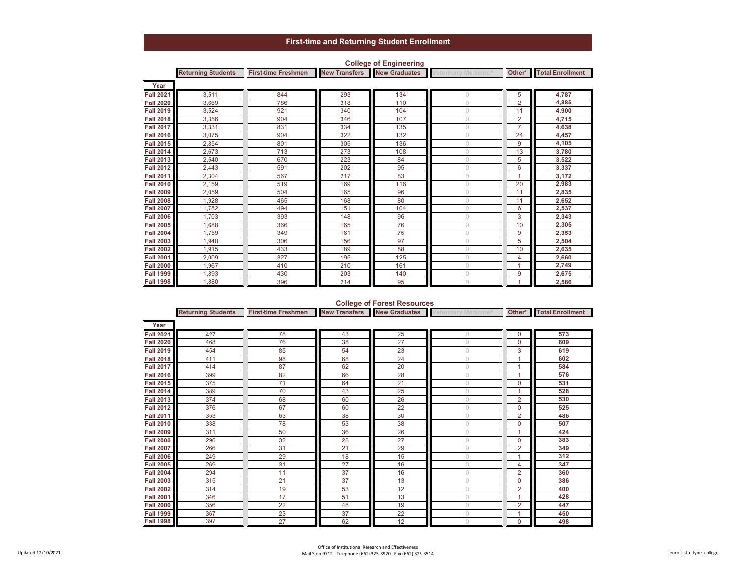# First-time and Returning Student Enrollment

## College of Engineering

| Year | Returning Students | First-time Freshmen | New Transfers | New Graduates | Veterinary Medicine^ | Other* | Total Enrollment |
|---|---|---|---|---|---|---|---|
| Fall 2021 | 3,511 | 844 | 293 | 134 | 0 | 5 | **4,787** |
| Fall 2020 | 3,669 | 786 | 318 | 110 | 0 | 2 | **4,885** |
| Fall 2019 | 3,524 | 921 | 340 | 104 | 0 | 11 | **4,900** |
| Fall 2018 | 3,356 | 904 | 346 | 107 | 0 | 2 | **4,715** |
| Fall 2017 | 3,331 | 831 | 334 | 135 | 0 | 7 | **4,638** |
| Fall 2016 | 3,075 | 904 | 322 | 132 | 0 | 24 | **4,457** |
| Fall 2015 | 2,854 | 801 | 305 | 136 | 0 | 9 | **4,105** |
| Fall 2014 | 2,673 | 713 | 273 | 108 | 0 | 13 | **3,780** |
| Fall 2013 | 2,540 | 670 | 223 | 84 | 0 | 5 | **3,522** |
| Fall 2012 | 2,443 | 591 | 202 | 95 | 0 | 6 | **3,337** |
| Fall 2011 | 2,304 | 567 | 217 | 83 | 0 | 1 | **3,172** |
| Fall 2010 | 2,159 | 519 | 169 | 116 | 0 | 20 | **2,983** |
| Fall 2009 | 2,059 | 504 | 165 | 96 | 0 | 11 | **2,835** |
| Fall 2008 | 1,928 | 465 | 168 | 80 | 0 | 11 | **2,652** |
| Fall 2007 | 1,782 | 494 | 151 | 104 | 0 | 6 | **2,537** |
| Fall 2006 | 1,703 | 393 | 148 | 96 | 0 | 3 | **2,343** |
| Fall 2005 | 1,688 | 366 | 165 | 76 | 0 | 10 | **2,305** |
| Fall 2004 | 1,759 | 349 | 161 | 75 | 0 | 9 | **2,353** |
| Fall 2003 | 1,940 | 306 | 156 | 97 | 0 | 5 | **2,504** |
| Fall 2002 | 1,915 | 433 | 189 | 88 | 0 | 10 | **2,635** |
| Fall 2001 | 2,009 | 327 | 195 | 125 | 0 | 4 | **2,660** |
| Fall 2000 | 1,967 | 410 | 210 | 161 | 0 | 1 | **2,749** |
| Fall 1999 | 1,893 | 430 | 203 | 140 | 0 | 9 | **2,675** |
| Fall 1998 | 1,880 | 396 | 214 | 95 | 0 | 1 | **2,586** |

## College of Forest Resources

| Year | Returning Students | First-time Freshmen | New Transfers | New Graduates | Veterinary Medicine^ | Other* | Total Enrollment |
|---|---|---|---|---|---|---|---|
| Fall 2021 | 427 | 78 | 43 | 25 | 0 | 0 | **573** |
| Fall 2020 | 468 | 76 | 38 | 27 | 0 | 0 | **609** |
| Fall 2019 | 454 | 85 | 54 | 23 | 0 | 3 | **619** |
| Fall 2018 | 411 | 98 | 68 | 24 | 0 | 1 | **602** |
| Fall 2017 | 414 | 87 | 62 | 20 | 0 | 1 | **584** |
| Fall 2016 | 399 | 82 | 66 | 28 | 0 | 1 | **576** |
| Fall 2015 | 375 | 71 | 64 | 21 | 0 | 0 | **531** |
| Fall 2014 | 389 | 70 | 43 | 25 | 0 | 1 | **528** |
| Fall 2013 | 374 | 68 | 60 | 26 | 0 | 2 | **530** |
| Fall 2012 | 376 | 67 | 60 | 22 | 0 | 0 | **525** |
| Fall 2011 | 353 | 63 | 38 | 30 | 0 | 2 | **486** |
| Fall 2010 | 338 | 78 | 53 | 38 | 0 | 0 | **507** |
| Fall 2009 | 311 | 50 | 36 | 26 | 0 | 1 | **424** |
| Fall 2008 | 296 | 32 | 28 | 27 | 0 | 0 | **383** |
| Fall 2007 | 266 | 31 | 21 | 29 | 0 | 2 | **349** |
| Fall 2006 | 249 | 29 | 18 | 15 | 0 | 1 | **312** |
| Fall 2005 | 269 | 31 | 27 | 16 | 0 | 4 | **347** |
| Fall 2004 | 294 | 11 | 37 | 16 | 0 | 2 | **360** |
| Fall 2003 | 315 | 21 | 37 | 13 | 0 | 0 | **386** |
| Fall 2002 | 314 | 19 | 53 | 12 | 0 | 2 | **400** |
| Fall 2001 | 346 | 17 | 51 | 13 | 0 | 1 | **428** |
| Fall 2000 | 356 | 22 | 48 | 19 | 0 | 2 | **447** |
| Fall 1999 | 367 | 23 | 37 | 22 | 0 | 1 | **450** |
| Fall 1998 | 397 | 27 | 62 | 12 | 0 | 0 | **498** |

Updated 12/10/2021

Office of Institutional Research and Effectiveness
Mail Stop 9712 - Telephone (662) 325-3920 - Fax (662) 325-3514

enroll_stu_type_college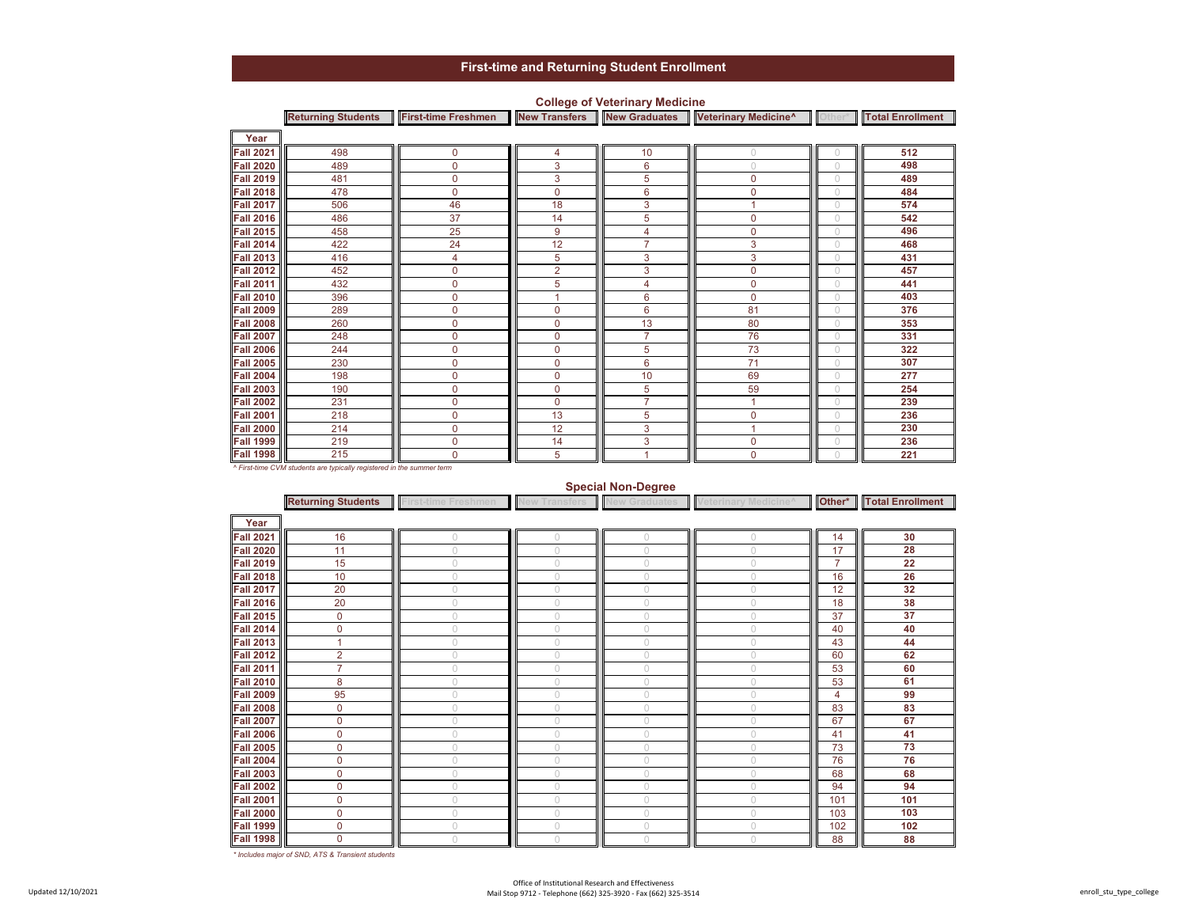# First-time and Returning Student Enrollment

## College of Veterinary Medicine

| Year | Returning Students | First-time Freshmen | New Transfers | New Graduates | Veterinary Medicine^ | Other* | Total Enrollment |
|---|---|---|---|---|---|---|---|
| Fall 2021 | 498 | 0 | 4 | 10 | 0 | 0 | **512** |
| Fall 2020 | 489 | 0 | 3 | 6 | 0 | 0 | **498** |
| Fall 2019 | 481 | 0 | 3 | 5 | 0 | 0 | **489** |
| Fall 2018 | 478 | 0 | 0 | 6 | 0 | 0 | **484** |
| Fall 2017 | 506 | 46 | 18 | 3 | 1 | 0 | **574** |
| Fall 2016 | 486 | 37 | 14 | 5 | 0 | 0 | **542** |
| Fall 2015 | 458 | 25 | 9 | 4 | 0 | 0 | **496** |
| Fall 2014 | 422 | 24 | 12 | 7 | 3 | 0 | **468** |
| Fall 2013 | 416 | 4 | 5 | 3 | 3 | 0 | **431** |
| Fall 2012 | 452 | 0 | 2 | 3 | 0 | 0 | **457** |
| Fall 2011 | 432 | 0 | 5 | 4 | 0 | 0 | **441** |
| Fall 2010 | 396 | 0 | 1 | 6 | 0 | 0 | **403** |
| Fall 2009 | 289 | 0 | 0 | 6 | 81 | 0 | **376** |
| Fall 2008 | 260 | 0 | 0 | 13 | 80 | 0 | **353** |
| Fall 2007 | 248 | 0 | 0 | 7 | 76 | 0 | **331** |
| Fall 2006 | 244 | 0 | 0 | 5 | 73 | 0 | **322** |
| Fall 2005 | 230 | 0 | 0 | 6 | 71 | 0 | **307** |
| Fall 2004 | 198 | 0 | 0 | 10 | 69 | 0 | **277** |
| Fall 2003 | 190 | 0 | 0 | 5 | 59 | 0 | **254** |
| Fall 2002 | 231 | 0 | 0 | 7 | 1 | 0 | **239** |
| Fall 2001 | 218 | 0 | 13 | 5 | 0 | 0 | **236** |
| Fall 2000 | 214 | 0 | 12 | 3 | 1 | 0 | **230** |
| Fall 1999 | 219 | 0 | 14 | 3 | 0 | 0 | **236** |
| Fall 1998 | 215 | 0 | 5 | 1 | 0 | 0 | **221** |

*^ First-time CVM students are typically registered in the summer term*

## Special Non-Degree

| Year | Returning Students | First-time Freshmen | New Transfers | New Graduates | Veterinary Medicine^ | Other* | Total Enrollment |
|---|---|---|---|---|---|---|---|
| Fall 2021 | 16 | 0 | 0 | 0 | 0 | 14 | **30** |
| Fall 2020 | 11 | 0 | 0 | 0 | 0 | 17 | **28** |
| Fall 2019 | 15 | 0 | 0 | 0 | 0 | 7 | **22** |
| Fall 2018 | 10 | 0 | 0 | 0 | 0 | 16 | **26** |
| Fall 2017 | 20 | 0 | 0 | 0 | 0 | 12 | **32** |
| Fall 2016 | 20 | 0 | 0 | 0 | 0 | 18 | **38** |
| Fall 2015 | 0 | 0 | 0 | 0 | 0 | 37 | **37** |
| Fall 2014 | 0 | 0 | 0 | 0 | 0 | 40 | **40** |
| Fall 2013 | 1 | 0 | 0 | 0 | 0 | 43 | **44** |
| Fall 2012 | 2 | 0 | 0 | 0 | 0 | 60 | **62** |
| Fall 2011 | 7 | 0 | 0 | 0 | 0 | 53 | **60** |
| Fall 2010 | 8 | 0 | 0 | 0 | 0 | 53 | **61** |
| Fall 2009 | 95 | 0 | 0 | 0 | 0 | 4 | **99** |
| Fall 2008 | 0 | 0 | 0 | 0 | 0 | 83 | **83** |
| Fall 2007 | 0 | 0 | 0 | 0 | 0 | 67 | **67** |
| Fall 2006 | 0 | 0 | 0 | 0 | 0 | 41 | **41** |
| Fall 2005 | 0 | 0 | 0 | 0 | 0 | 73 | **73** |
| Fall 2004 | 0 | 0 | 0 | 0 | 0 | 76 | **76** |
| Fall 2003 | 0 | 0 | 0 | 0 | 0 | 68 | **68** |
| Fall 2002 | 0 | 0 | 0 | 0 | 0 | 94 | **94** |
| Fall 2001 | 0 | 0 | 0 | 0 | 0 | 101 | **101** |
| Fall 2000 | 0 | 0 | 0 | 0 | 0 | 103 | **103** |
| Fall 1999 | 0 | 0 | 0 | 0 | 0 | 102 | **102** |
| Fall 1998 | 0 | 0 | 0 | 0 | 0 | 88 | **88** |

*\* Includes major of SND, ATS & Transient students*

Updated 12/10/2021

Office of Institutional Research and Effectiveness
Mail Stop 9712 - Telephone (662) 325-3920 - Fax (662) 325-3514

enroll_stu_type_college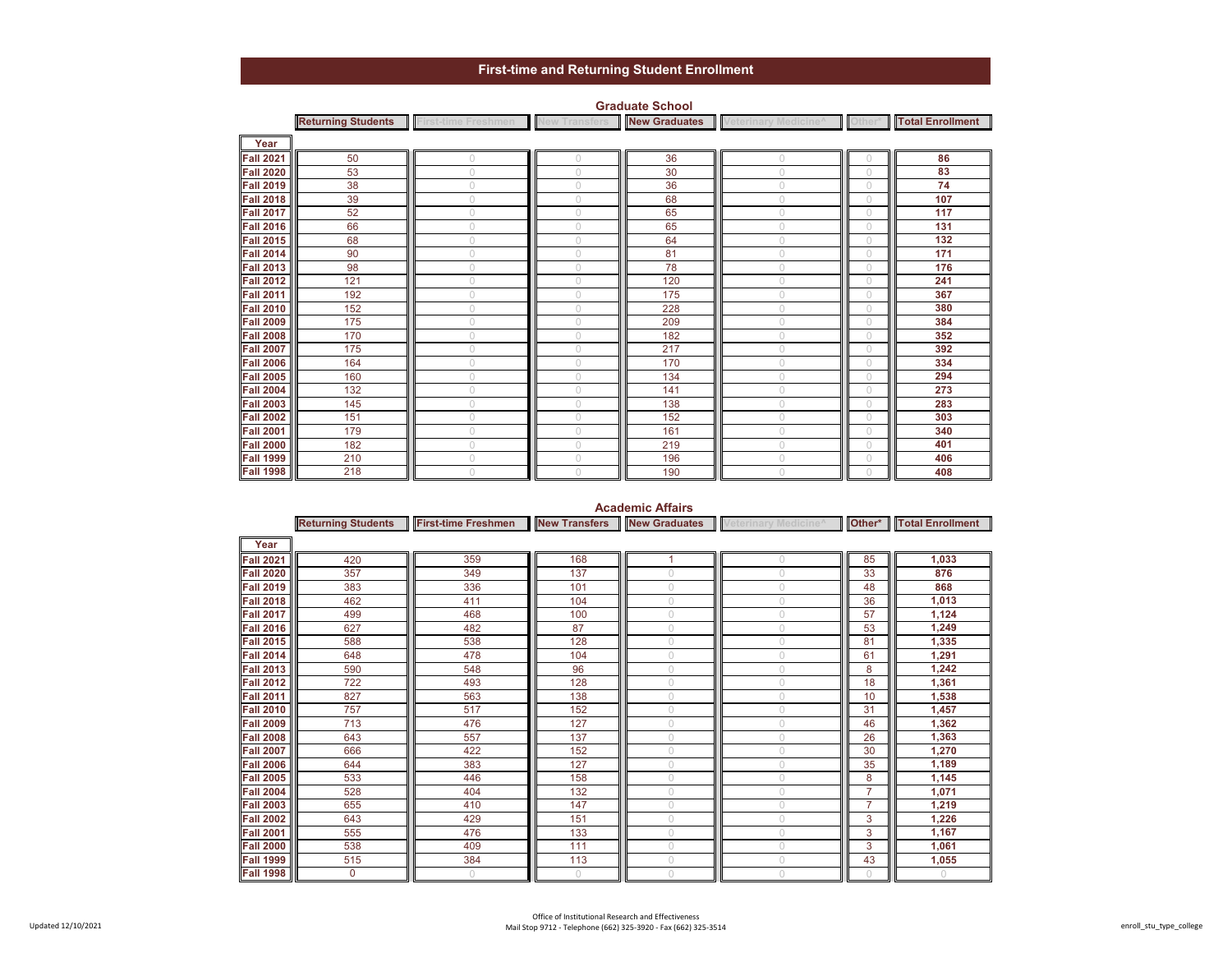## First-time and Returning Student Enrollment

### Graduate School

| Year | Returning Students | First-time Freshmen | New Transfers | New Graduates | Veterinary Medicine^ | Other* | Total Enrollment |
|---|---|---|---|---|---|---|---|
| Fall 2021 | 50 | 0 | 0 | 36 | 0 | 0 | 86 |
| Fall 2020 | 53 | 0 | 0 | 30 | 0 | 0 | 83 |
| Fall 2019 | 38 | 0 | 0 | 36 | 0 | 0 | 74 |
| Fall 2018 | 39 | 0 | 0 | 68 | 0 | 0 | 107 |
| Fall 2017 | 52 | 0 | 0 | 65 | 0 | 0 | 117 |
| Fall 2016 | 66 | 0 | 0 | 65 | 0 | 0 | 131 |
| Fall 2015 | 68 | 0 | 0 | 64 | 0 | 0 | 132 |
| Fall 2014 | 90 | 0 | 0 | 81 | 0 | 0 | 171 |
| Fall 2013 | 98 | 0 | 0 | 78 | 0 | 0 | 176 |
| Fall 2012 | 121 | 0 | 0 | 120 | 0 | 0 | 241 |
| Fall 2011 | 192 | 0 | 0 | 175 | 0 | 0 | 367 |
| Fall 2010 | 152 | 0 | 0 | 228 | 0 | 0 | 380 |
| Fall 2009 | 175 | 0 | 0 | 209 | 0 | 0 | 384 |
| Fall 2008 | 170 | 0 | 0 | 182 | 0 | 0 | 352 |
| Fall 2007 | 175 | 0 | 0 | 217 | 0 | 0 | 392 |
| Fall 2006 | 164 | 0 | 0 | 170 | 0 | 0 | 334 |
| Fall 2005 | 160 | 0 | 0 | 134 | 0 | 0 | 294 |
| Fall 2004 | 132 | 0 | 0 | 141 | 0 | 0 | 273 |
| Fall 2003 | 145 | 0 | 0 | 138 | 0 | 0 | 283 |
| Fall 2002 | 151 | 0 | 0 | 152 | 0 | 0 | 303 |
| Fall 2001 | 179 | 0 | 0 | 161 | 0 | 0 | 340 |
| Fall 2000 | 182 | 0 | 0 | 219 | 0 | 0 | 401 |
| Fall 1999 | 210 | 0 | 0 | 196 | 0 | 0 | 406 |
| Fall 1998 | 218 | 0 | 0 | 190 | 0 | 0 | 408 |

### Academic Affairs

| Year | Returning Students | First-time Freshmen | New Transfers | New Graduates | Veterinary Medicine^ | Other* | Total Enrollment |
|---|---|---|---|---|---|---|---|
| Fall 2021 | 420 | 359 | 168 | 1 | 0 | 85 | 1,033 |
| Fall 2020 | 357 | 349 | 137 | 0 | 0 | 33 | 876 |
| Fall 2019 | 383 | 336 | 101 | 0 | 0 | 48 | 868 |
| Fall 2018 | 462 | 411 | 104 | 0 | 0 | 36 | 1,013 |
| Fall 2017 | 499 | 468 | 100 | 0 | 0 | 57 | 1,124 |
| Fall 2016 | 627 | 482 | 87 | 0 | 0 | 53 | 1,249 |
| Fall 2015 | 588 | 538 | 128 | 0 | 0 | 81 | 1,335 |
| Fall 2014 | 648 | 478 | 104 | 0 | 0 | 61 | 1,291 |
| Fall 2013 | 590 | 548 | 96 | 0 | 0 | 8 | 1,242 |
| Fall 2012 | 722 | 493 | 128 | 0 | 0 | 18 | 1,361 |
| Fall 2011 | 827 | 563 | 138 | 0 | 0 | 10 | 1,538 |
| Fall 2010 | 757 | 517 | 152 | 0 | 0 | 31 | 1,457 |
| Fall 2009 | 713 | 476 | 127 | 0 | 0 | 46 | 1,362 |
| Fall 2008 | 643 | 557 | 137 | 0 | 0 | 26 | 1,363 |
| Fall 2007 | 666 | 422 | 152 | 0 | 0 | 30 | 1,270 |
| Fall 2006 | 644 | 383 | 127 | 0 | 0 | 35 | 1,189 |
| Fall 2005 | 533 | 446 | 158 | 0 | 0 | 8 | 1,145 |
| Fall 2004 | 528 | 404 | 132 | 0 | 0 | 7 | 1,071 |
| Fall 2003 | 655 | 410 | 147 | 0 | 0 | 7 | 1,219 |
| Fall 2002 | 643 | 429 | 151 | 0 | 0 | 3 | 1,226 |
| Fall 2001 | 555 | 476 | 133 | 0 | 0 | 3 | 1,167 |
| Fall 2000 | 538 | 409 | 111 | 0 | 0 | 3 | 1,061 |
| Fall 1999 | 515 | 384 | 113 | 0 | 0 | 43 | 1,055 |
| Fall 1998 | 0 | 0 | 0 | 0 | 0 | 0 | 0 |

Updated 12/10/2021

Office of Institutional Research and Effectiveness
Mail Stop 9712 - Telephone (662) 325-3920 - Fax (662) 325-3514

enroll_stu_type_college